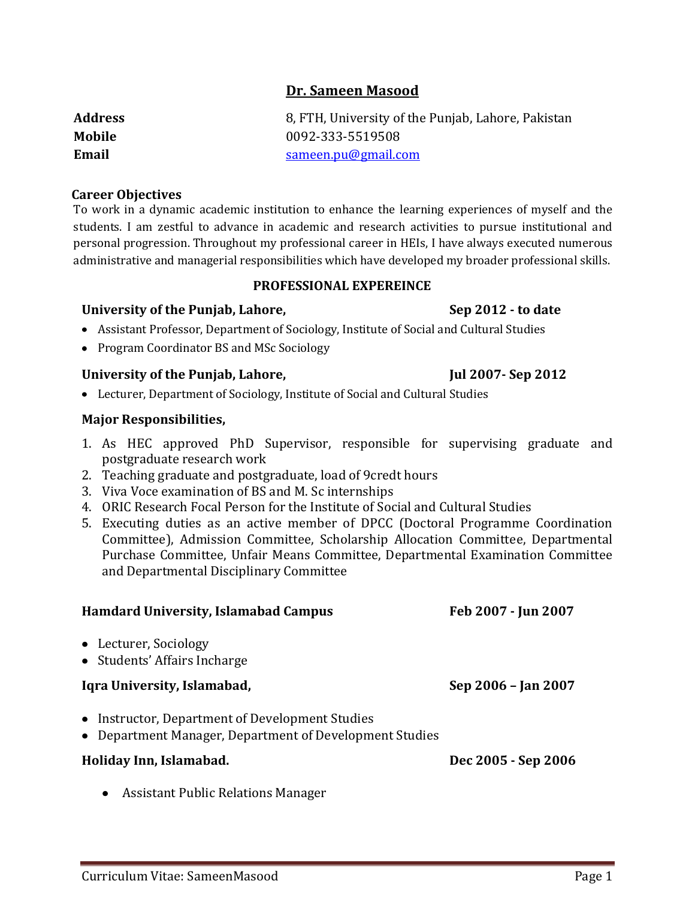# Dr. Sameen Masood

**Address** 8, FTH, University of the Punjab, Lahore, Pakistan
**Mobile** 0092-333-5519508
**Email** sameen.pu@gmail.com

## Career Objectives

To work in a dynamic academic institution to enhance the learning experiences of myself and the students. I am zestful to advance in academic and research activities to pursue institutional and personal progression. Throughout my professional career in HEIs, I have always executed numerous administrative and managerial responsibilities which have developed my broader professional skills.

## PROFESSIONAL EXPEREINCE

**University of the Punjab, Lahore, Sep 2012 - to date**

- Assistant Professor, Department of Sociology, Institute of Social and Cultural Studies
- Program Coordinator BS and MSc Sociology

**University of the Punjab, Lahore, Jul 2007- Sep 2012**

- Lecturer, Department of Sociology, Institute of Social and Cultural Studies

**Major Responsibilities,**

1. As HEC approved PhD Supervisor, responsible for supervising graduate and postgraduate research work
2. Teaching graduate and postgraduate, load of 9credt hours
3. Viva Voce examination of BS and M. Sc internships
4. ORIC Research Focal Person for the Institute of Social and Cultural Studies
5. Executing duties as an active member of DPCC (Doctoral Programme Coordination Committee), Admission Committee, Scholarship Allocation Committee, Departmental Purchase Committee, Unfair Means Committee, Departmental Examination Committee and Departmental Disciplinary Committee

**Hamdard University, Islamabad Campus Feb 2007 - Jun 2007**

- Lecturer, Sociology
- Students' Affairs Incharge

**Iqra University, Islamabad, Sep 2006 – Jan 2007**

- Instructor, Department of Development Studies
- Department Manager, Department of Development Studies

**Holiday Inn, Islamabad. Dec 2005 - Sep 2006**

- Assistant Public Relations Manager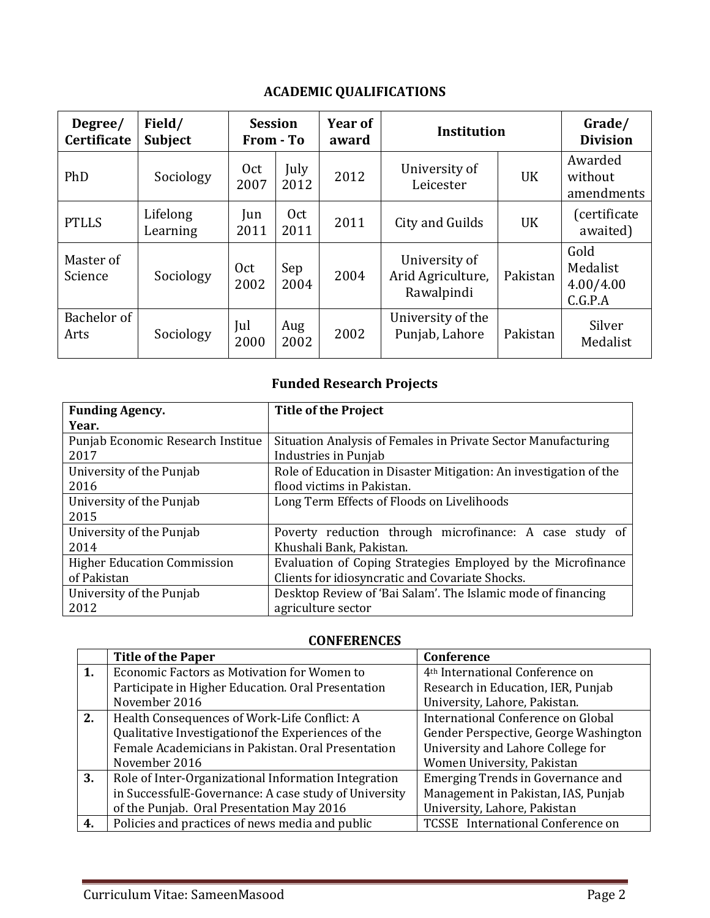## ACADEMIC QUALIFICATIONS

| Degree/ Certificate | Field/ Subject | Session From - To | | Year of award | Institution | | Grade/ Division |
|---|---|---|---|---|---|---|---|
| PhD | Sociology | Oct 2007 | July 2012 | 2012 | University of Leicester | UK | Awarded without amendments |
| PTLLS | Lifelong Learning | Jun 2011 | Oct 2011 | 2011 | City and Guilds | UK | (certificate awaited) |
| Master of Science | Sociology | Oct 2002 | Sep 2004 | 2004 | University of Arid Agriculture, Rawalpindi | Pakistan | Gold Medalist 4.00/4.00 C.G.P.A |
| Bachelor of Arts | Sociology | Jul 2000 | Aug 2002 | 2002 | University of the Punjab, Lahore | Pakistan | Silver Medalist |

## Funded Research Projects

| Funding Agency. Year. | Title of the Project |
|---|---|
| Punjab Economic Research Institue 2017 | Situation Analysis of Females in Private Sector Manufacturing Industries in Punjab |
| University of the Punjab 2016 | Role of Education in Disaster Mitigation: An investigation of the flood victims in Pakistan. |
| University of the Punjab 2015 | Long Term Effects of Floods on Livelihoods |
| University of the Punjab 2014 | Poverty reduction through microfinance: A case study of Khushali Bank, Pakistan. |
| Higher Education Commission of Pakistan | Evaluation of Coping Strategies Employed by the Microfinance Clients for idiosyncratic and Covariate Shocks. |
| University of the Punjab 2012 | Desktop Review of 'Bai Salam'. The Islamic mode of financing agriculture sector |

## CONFERENCES

| | Title of the Paper | Conference |
|---|---|---|
| **1.** | Economic Factors as Motivation for Women to Participate in Higher Education. Oral Presentation November 2016 | 4th International Conference on Research in Education, IER, Punjab University, Lahore, Pakistan. |
| **2.** | Health Consequences of Work-Life Conflict: A Qualitative Investigationof the Experiences of the Female Academicians in Pakistan. Oral Presentation November 2016 | International Conference on Global Gender Perspective, George Washington University and Lahore College for Women University, Pakistan |
| **3.** | Role of Inter-Organizational Information Integration in SuccessfulE-Governance: A case study of University of the Punjab. Oral Presentation May 2016 | Emerging Trends in Governance and Management in Pakistan, IAS, Punjab University, Lahore, Pakistan |
| **4.** | Policies and practices of news media and public | TCSSE International Conference on |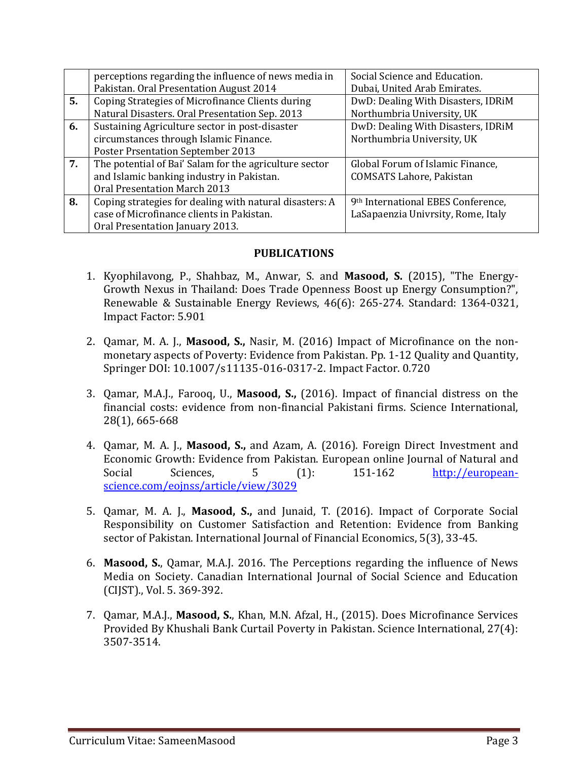|  | perceptions regarding the influence of news media in Pakistan. Oral Presentation August 2014 | Social Science and Education. Dubai, United Arab Emirates. |
|---|---|---|
| **5.** | Coping Strategies of Microfinance Clients during Natural Disasters. Oral Presentation Sep. 2013 | DwD: Dealing With Disasters, IDRiM Northumbria University, UK |
| **6.** | Sustaining Agriculture sector in post-disaster circumstances through Islamic Finance. Poster Prsentation September 2013 | DwD: Dealing With Disasters, IDRiM Northumbria University, UK |
| **7.** | The potential of Bai' Salam for the agriculture sector and Islamic banking industry in Pakistan. Oral Presentation March 2013 | Global Forum of Islamic Finance, COMSATS Lahore, Pakistan |
| **8.** | Coping strategies for dealing with natural disasters: A case of Microfinance clients in Pakistan. Oral Presentation January 2013. | 9th International EBES Conference, LaSapaenzia Univrsity, Rome, Italy |

## PUBLICATIONS

1. Kyophilavong, P., Shahbaz, M., Anwar, S. and **Masood, S.** (2015), "The Energy-Growth Nexus in Thailand: Does Trade Openness Boost up Energy Consumption?", Renewable & Sustainable Energy Reviews, 46(6): 265-274. Standard: 1364-0321, Impact Factor: 5.901

2. Qamar, M. A. J., **Masood, S.,** Nasir, M. (2016) Impact of Microfinance on the non-monetary aspects of Poverty: Evidence from Pakistan. Pp. 1-12 Quality and Quantity, Springer DOI: 10.1007/s11135-016-0317-2. Impact Factor. 0.720

3. Qamar, M.A.J., Farooq, U., **Masood, S.,** (2016). Impact of financial distress on the financial costs: evidence from non-financial Pakistani firms. Science International, 28(1), 665-668

4. Qamar, M. A. J., **Masood, S.,** and Azam, A. (2016). Foreign Direct Investment and Economic Growth: Evidence from Pakistan. European online Journal of Natural and Social Sciences, 5 (1): 151-162 [http://european-science.com/eojnss/article/view/3029](http://european-science.com/eojnss/article/view/3029)

5. Qamar, M. A. J., **Masood, S.,** and Junaid, T. (2016). Impact of Corporate Social Responsibility on Customer Satisfaction and Retention: Evidence from Banking sector of Pakistan. International Journal of Financial Economics, 5(3), 33-45.

6. **Masood, S.**, Qamar, M.A.J. 2016. The Perceptions regarding the influence of News Media on Society. Canadian International Journal of Social Science and Education (CIJST)., Vol. 5. 369-392.

7. Qamar, M.A.J., **Masood, S.**, Khan, M.N. Afzal, H., (2015). Does Microfinance Services Provided By Khushali Bank Curtail Poverty in Pakistan. Science International, 27(4): 3507-3514.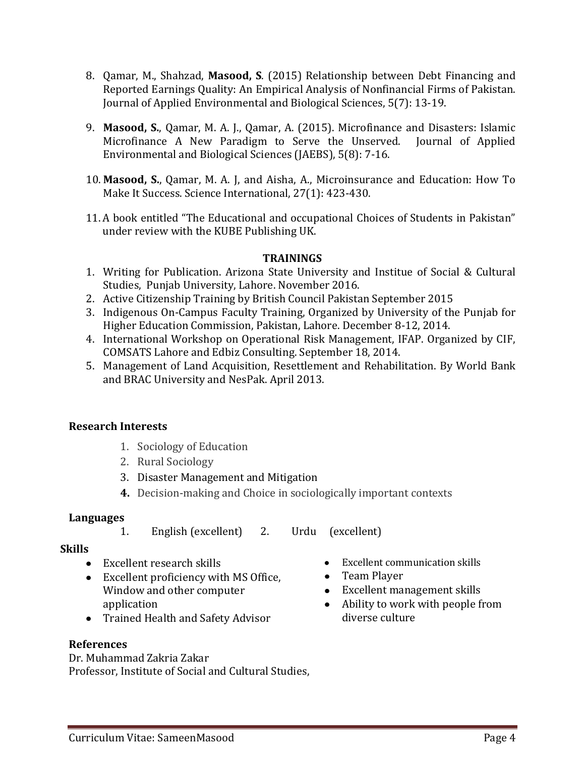8. Qamar, M., Shahzad, **Masood, S**. (2015) Relationship between Debt Financing and Reported Earnings Quality: An Empirical Analysis of Nonfinancial Firms of Pakistan. Journal of Applied Environmental and Biological Sciences, 5(7): 13-19.

9. **Masood, S.**, Qamar, M. A. J., Qamar, A. (2015). Microfinance and Disasters: Islamic Microfinance A New Paradigm to Serve the Unserved. Journal of Applied Environmental and Biological Sciences (JAEBS), 5(8): 7-16.

10. **Masood, S.**, Qamar, M. A. J, and Aisha, A., Microinsurance and Education: How To Make It Success. Science International, 27(1): 423-430.

11. A book entitled "The Educational and occupational Choices of Students in Pakistan" under review with the KUBE Publishing UK.

## TRAININGS

1. Writing for Publication. Arizona State University and Institue of Social & Cultural Studies, Punjab University, Lahore. November 2016.
2. Active Citizenship Training by British Council Pakistan September 2015
3. Indigenous On-Campus Faculty Training, Organized by University of the Punjab for Higher Education Commission, Pakistan, Lahore. December 8-12, 2014.
4. International Workshop on Operational Risk Management, IFAP. Organized by CIF, COMSATS Lahore and Edbiz Consulting. September 18, 2014.
5. Management of Land Acquisition, Resettlement and Rehabilitation. By World Bank and BRAC University and NesPak. April 2013.

## Research Interests

1. Sociology of Education
2. Rural Sociology
3. Disaster Management and Mitigation
4. Decision-making and Choice in sociologically important contexts

## Languages

1. English (excellent) 2. Urdu (excellent)

## Skills

- Excellent research skills
- Excellent proficiency with MS Office, Window and other computer application
- Trained Health and Safety Advisor
- Excellent communication skills
- Team Player
- Excellent management skills
- Ability to work with people from diverse culture

## References

Dr. Muhammad Zakria Zakar
Professor, Institute of Social and Cultural Studies,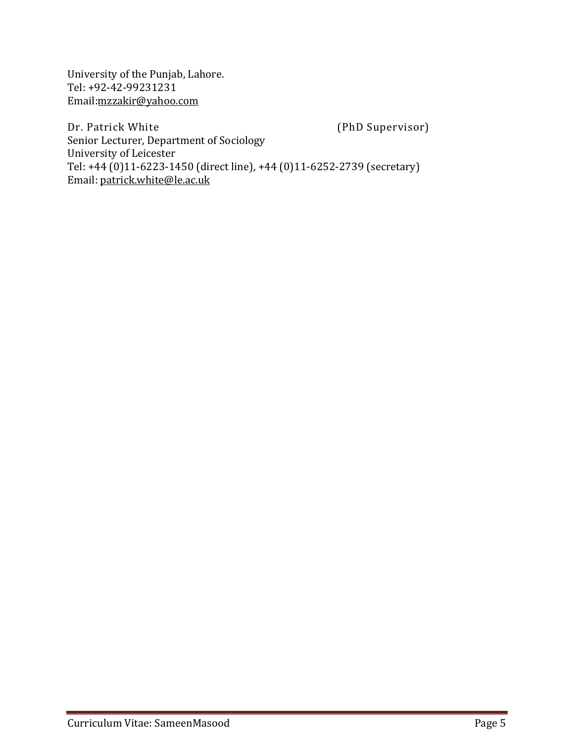University of the Punjab, Lahore.
Tel: +92-42-99231231
Email:mzzakir@yahoo.com

Dr. Patrick White (PhD Supervisor)
Senior Lecturer, Department of Sociology
University of Leicester
Tel: +44 (0)11-6223-1450 (direct line), +44 (0)11-6252-2739 (secretary)
Email: patrick.white@le.ac.uk